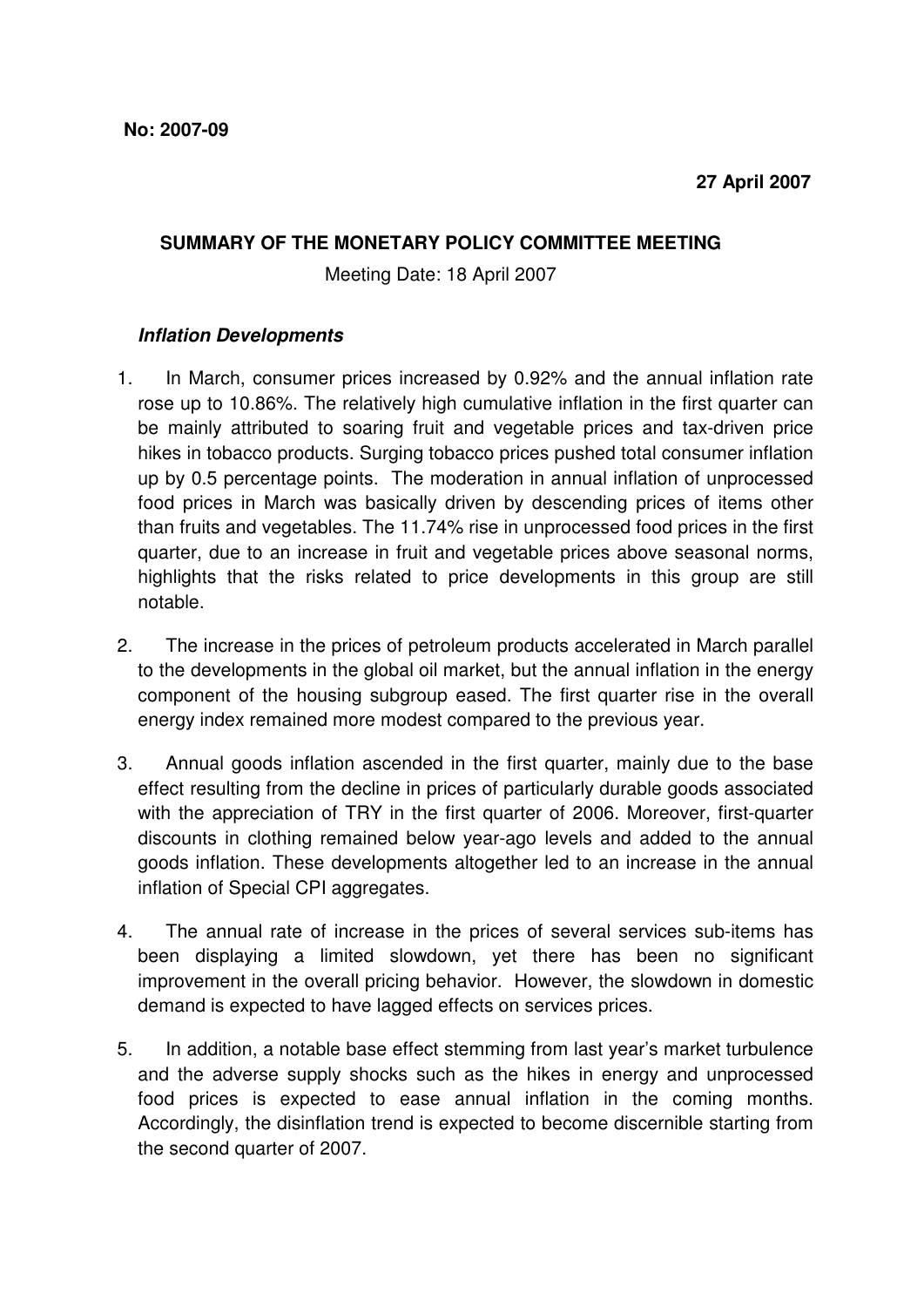**No: 2007-09**

**27 April 2007**

**SUMMARY OF THE MONETARY POLICY COMMITTEE MEETING**

Meeting Date: 18 April 2007

***Inflation Developments***

1. In March, consumer prices increased by 0.92% and the annual inflation rate rose up to 10.86%. The relatively high cumulative inflation in the first quarter can be mainly attributed to soaring fruit and vegetable prices and tax-driven price hikes in tobacco products. Surging tobacco prices pushed total consumer inflation up by 0.5 percentage points. The moderation in annual inflation of unprocessed food prices in March was basically driven by descending prices of items other than fruits and vegetables. The 11.74% rise in unprocessed food prices in the first quarter, due to an increase in fruit and vegetable prices above seasonal norms, highlights that the risks related to price developments in this group are still notable.

2. The increase in the prices of petroleum products accelerated in March parallel to the developments in the global oil market, but the annual inflation in the energy component of the housing subgroup eased. The first quarter rise in the overall energy index remained more modest compared to the previous year.

3. Annual goods inflation ascended in the first quarter, mainly due to the base effect resulting from the decline in prices of particularly durable goods associated with the appreciation of TRY in the first quarter of 2006. Moreover, first-quarter discounts in clothing remained below year-ago levels and added to the annual goods inflation. These developments altogether led to an increase in the annual inflation of Special CPI aggregates.

4. The annual rate of increase in the prices of several services sub-items has been displaying a limited slowdown, yet there has been no significant improvement in the overall pricing behavior. However, the slowdown in domestic demand is expected to have lagged effects on services prices.

5. In addition, a notable base effect stemming from last year's market turbulence and the adverse supply shocks such as the hikes in energy and unprocessed food prices is expected to ease annual inflation in the coming months. Accordingly, the disinflation trend is expected to become discernible starting from the second quarter of 2007.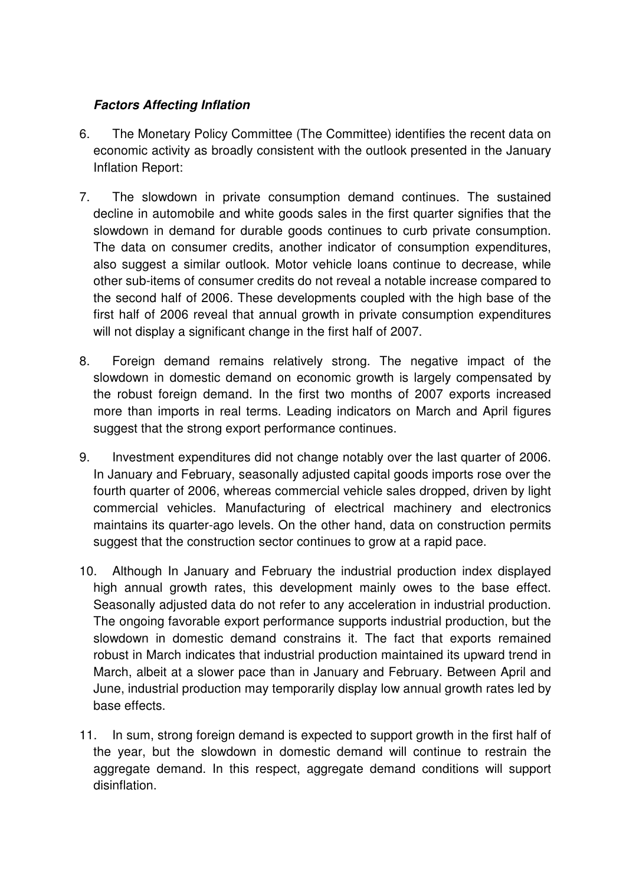***Factors Affecting Inflation***

6. The Monetary Policy Committee (The Committee) identifies the recent data on economic activity as broadly consistent with the outlook presented in the January Inflation Report:

7. The slowdown in private consumption demand continues. The sustained decline in automobile and white goods sales in the first quarter signifies that the slowdown in demand for durable goods continues to curb private consumption. The data on consumer credits, another indicator of consumption expenditures, also suggest a similar outlook. Motor vehicle loans continue to decrease, while other sub-items of consumer credits do not reveal a notable increase compared to the second half of 2006. These developments coupled with the high base of the first half of 2006 reveal that annual growth in private consumption expenditures will not display a significant change in the first half of 2007.

8. Foreign demand remains relatively strong. The negative impact of the slowdown in domestic demand on economic growth is largely compensated by the robust foreign demand. In the first two months of 2007 exports increased more than imports in real terms. Leading indicators on March and April figures suggest that the strong export performance continues.

9. Investment expenditures did not change notably over the last quarter of 2006. In January and February, seasonally adjusted capital goods imports rose over the fourth quarter of 2006, whereas commercial vehicle sales dropped, driven by light commercial vehicles. Manufacturing of electrical machinery and electronics maintains its quarter-ago levels. On the other hand, data on construction permits suggest that the construction sector continues to grow at a rapid pace.

10. Although In January and February the industrial production index displayed high annual growth rates, this development mainly owes to the base effect. Seasonally adjusted data do not refer to any acceleration in industrial production. The ongoing favorable export performance supports industrial production, but the slowdown in domestic demand constrains it. The fact that exports remained robust in March indicates that industrial production maintained its upward trend in March, albeit at a slower pace than in January and February. Between April and June, industrial production may temporarily display low annual growth rates led by base effects.

11. In sum, strong foreign demand is expected to support growth in the first half of the year, but the slowdown in domestic demand will continue to restrain the aggregate demand. In this respect, aggregate demand conditions will support disinflation.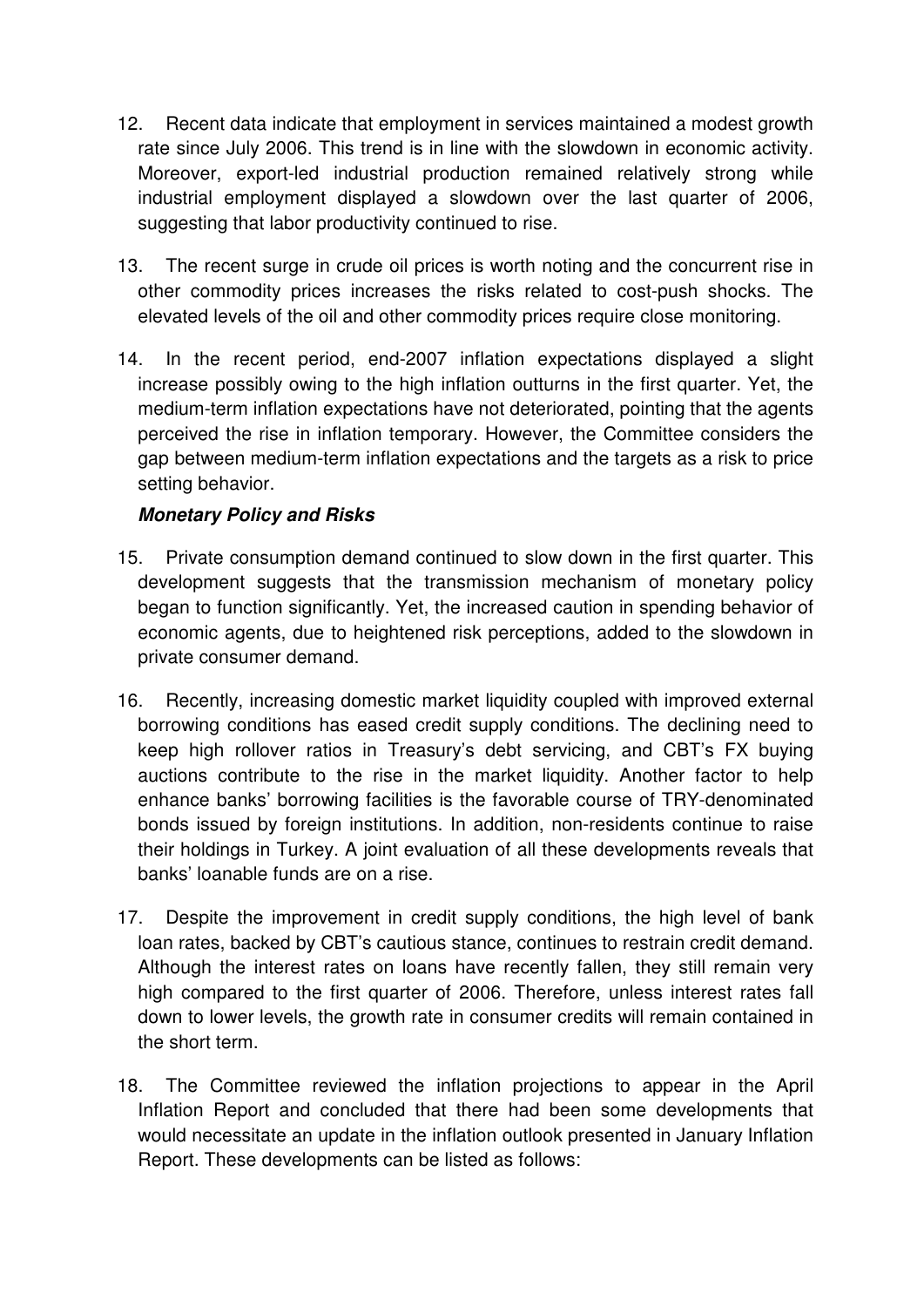12. Recent data indicate that employment in services maintained a modest growth rate since July 2006. This trend is in line with the slowdown in economic activity. Moreover, export-led industrial production remained relatively strong while industrial employment displayed a slowdown over the last quarter of 2006, suggesting that labor productivity continued to rise.

13. The recent surge in crude oil prices is worth noting and the concurrent rise in other commodity prices increases the risks related to cost-push shocks. The elevated levels of the oil and other commodity prices require close monitoring.

14. In the recent period, end-2007 inflation expectations displayed a slight increase possibly owing to the high inflation outturns in the first quarter. Yet, the medium-term inflation expectations have not deteriorated, pointing that the agents perceived the rise in inflation temporary. However, the Committee considers the gap between medium-term inflation expectations and the targets as a risk to price setting behavior.

### ***Monetary Policy and Risks***

15. Private consumption demand continued to slow down in the first quarter. This development suggests that the transmission mechanism of monetary policy began to function significantly. Yet, the increased caution in spending behavior of economic agents, due to heightened risk perceptions, added to the slowdown in private consumer demand.

16. Recently, increasing domestic market liquidity coupled with improved external borrowing conditions has eased credit supply conditions. The declining need to keep high rollover ratios in Treasury's debt servicing, and CBT's FX buying auctions contribute to the rise in the market liquidity. Another factor to help enhance banks' borrowing facilities is the favorable course of TRY-denominated bonds issued by foreign institutions. In addition, non-residents continue to raise their holdings in Turkey. A joint evaluation of all these developments reveals that banks' loanable funds are on a rise.

17. Despite the improvement in credit supply conditions, the high level of bank loan rates, backed by CBT's cautious stance, continues to restrain credit demand. Although the interest rates on loans have recently fallen, they still remain very high compared to the first quarter of 2006. Therefore, unless interest rates fall down to lower levels, the growth rate in consumer credits will remain contained in the short term.

18. The Committee reviewed the inflation projections to appear in the April Inflation Report and concluded that there had been some developments that would necessitate an update in the inflation outlook presented in January Inflation Report. These developments can be listed as follows: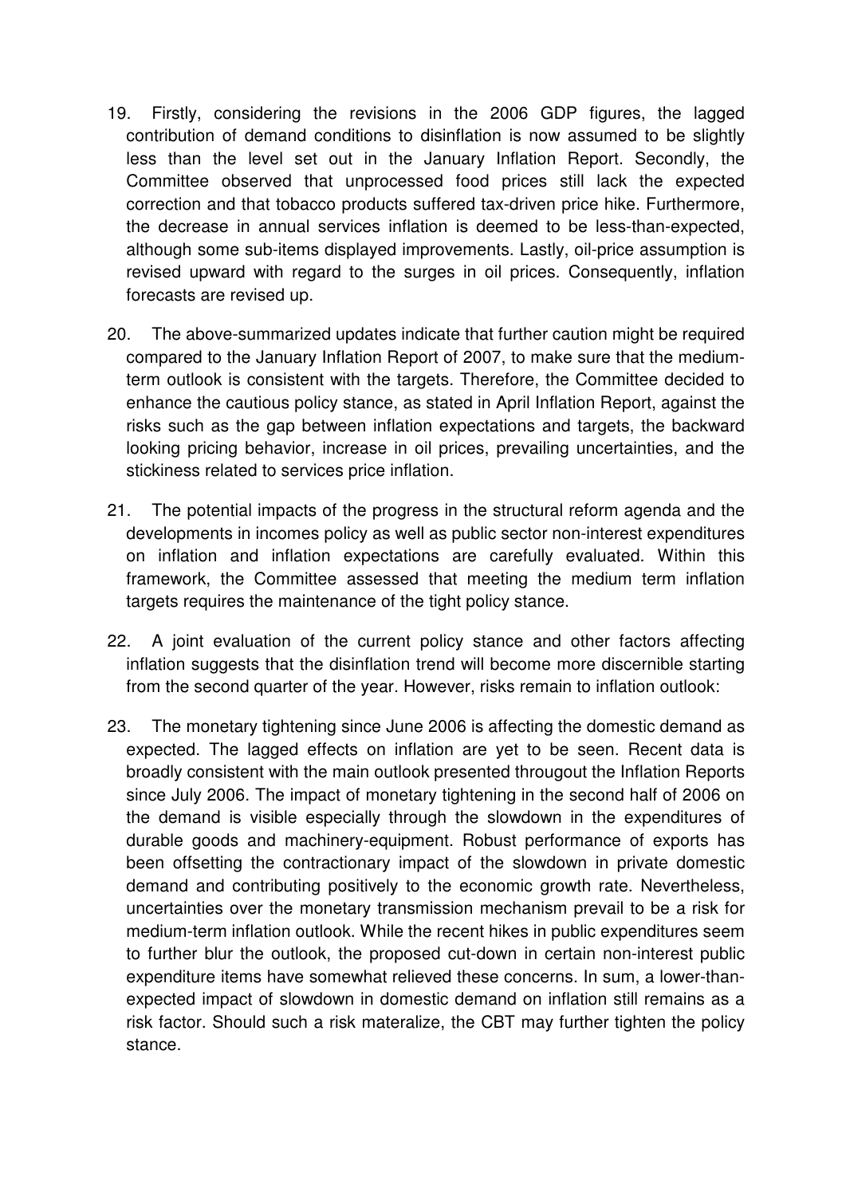19. Firstly, considering the revisions in the 2006 GDP figures, the lagged contribution of demand conditions to disinflation is now assumed to be slightly less than the level set out in the January Inflation Report. Secondly, the Committee observed that unprocessed food prices still lack the expected correction and that tobacco products suffered tax-driven price hike. Furthermore, the decrease in annual services inflation is deemed to be less-than-expected, although some sub-items displayed improvements. Lastly, oil-price assumption is revised upward with regard to the surges in oil prices. Consequently, inflation forecasts are revised up.

20. The above-summarized updates indicate that further caution might be required compared to the January Inflation Report of 2007, to make sure that the medium-term outlook is consistent with the targets. Therefore, the Committee decided to enhance the cautious policy stance, as stated in April Inflation Report, against the risks such as the gap between inflation expectations and targets, the backward looking pricing behavior, increase in oil prices, prevailing uncertainties, and the stickiness related to services price inflation.

21. The potential impacts of the progress in the structural reform agenda and the developments in incomes policy as well as public sector non-interest expenditures on inflation and inflation expectations are carefully evaluated. Within this framework, the Committee assessed that meeting the medium term inflation targets requires the maintenance of the tight policy stance.

22. A joint evaluation of the current policy stance and other factors affecting inflation suggests that the disinflation trend will become more discernible starting from the second quarter of the year. However, risks remain to inflation outlook:

23. The monetary tightening since June 2006 is affecting the domestic demand as expected. The lagged effects on inflation are yet to be seen. Recent data is broadly consistent with the main outlook presented througout the Inflation Reports since July 2006. The impact of monetary tightening in the second half of 2006 on the demand is visible especially through the slowdown in the expenditures of durable goods and machinery-equipment. Robust performance of exports has been offsetting the contractionary impact of the slowdown in private domestic demand and contributing positively to the economic growth rate. Nevertheless, uncertainties over the monetary transmission mechanism prevail to be a risk for medium-term inflation outlook. While the recent hikes in public expenditures seem to further blur the outlook, the proposed cut-down in certain non-interest public expenditure items have somewhat relieved these concerns. In sum, a lower-than-expected impact of slowdown in domestic demand on inflation still remains as a risk factor. Should such a risk materalize, the CBT may further tighten the policy stance.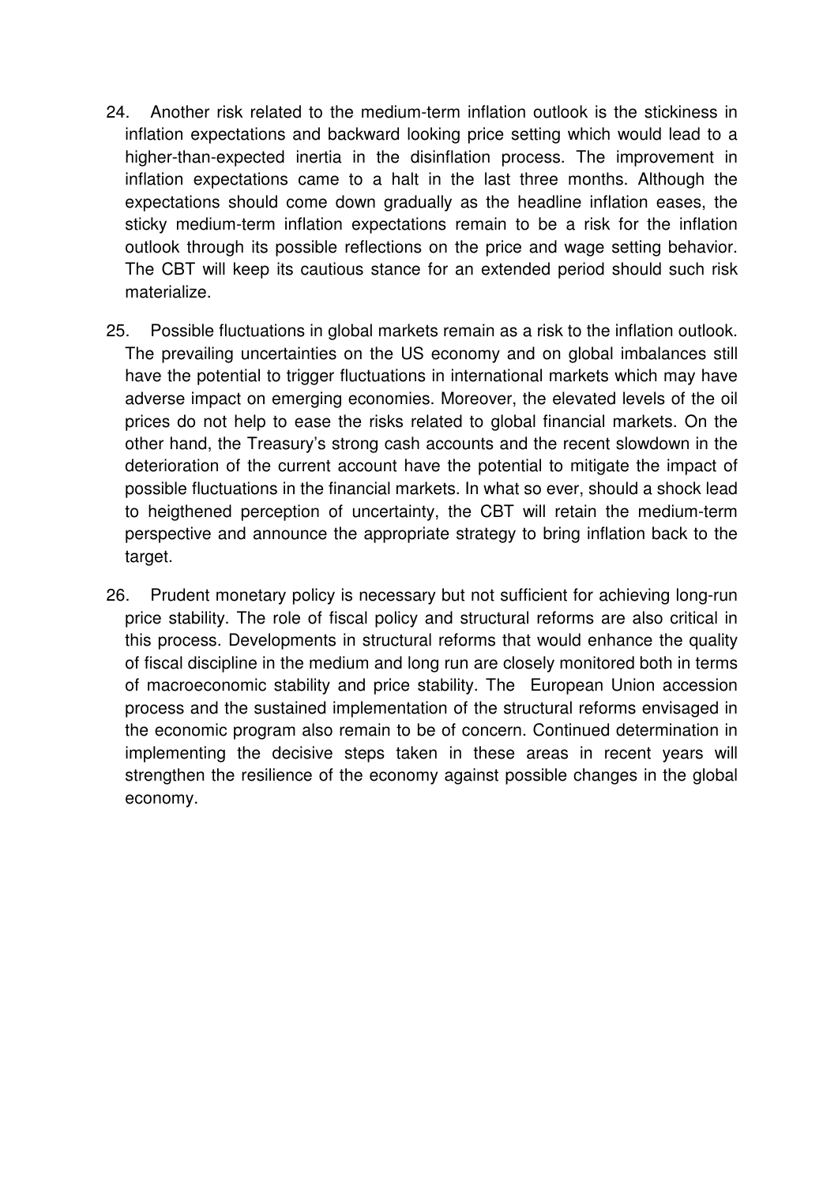24. Another risk related to the medium-term inflation outlook is the stickiness in inflation expectations and backward looking price setting which would lead to a higher-than-expected inertia in the disinflation process. The improvement in inflation expectations came to a halt in the last three months. Although the expectations should come down gradually as the headline inflation eases, the sticky medium-term inflation expectations remain to be a risk for the inflation outlook through its possible reflections on the price and wage setting behavior. The CBT will keep its cautious stance for an extended period should such risk materialize.

25. Possible fluctuations in global markets remain as a risk to the inflation outlook. The prevailing uncertainties on the US economy and on global imbalances still have the potential to trigger fluctuations in international markets which may have adverse impact on emerging economies. Moreover, the elevated levels of the oil prices do not help to ease the risks related to global financial markets. On the other hand, the Treasury's strong cash accounts and the recent slowdown in the deterioration of the current account have the potential to mitigate the impact of possible fluctuations in the financial markets. In what so ever, should a shock lead to heigthened perception of uncertainty, the CBT will retain the medium-term perspective and announce the appropriate strategy to bring inflation back to the target.

26. Prudent monetary policy is necessary but not sufficient for achieving long-run price stability. The role of fiscal policy and structural reforms are also critical in this process. Developments in structural reforms that would enhance the quality of fiscal discipline in the medium and long run are closely monitored both in terms of macroeconomic stability and price stability. The European Union accession process and the sustained implementation of the structural reforms envisaged in the economic program also remain to be of concern. Continued determination in implementing the decisive steps taken in these areas in recent years will strengthen the resilience of the economy against possible changes in the global economy.